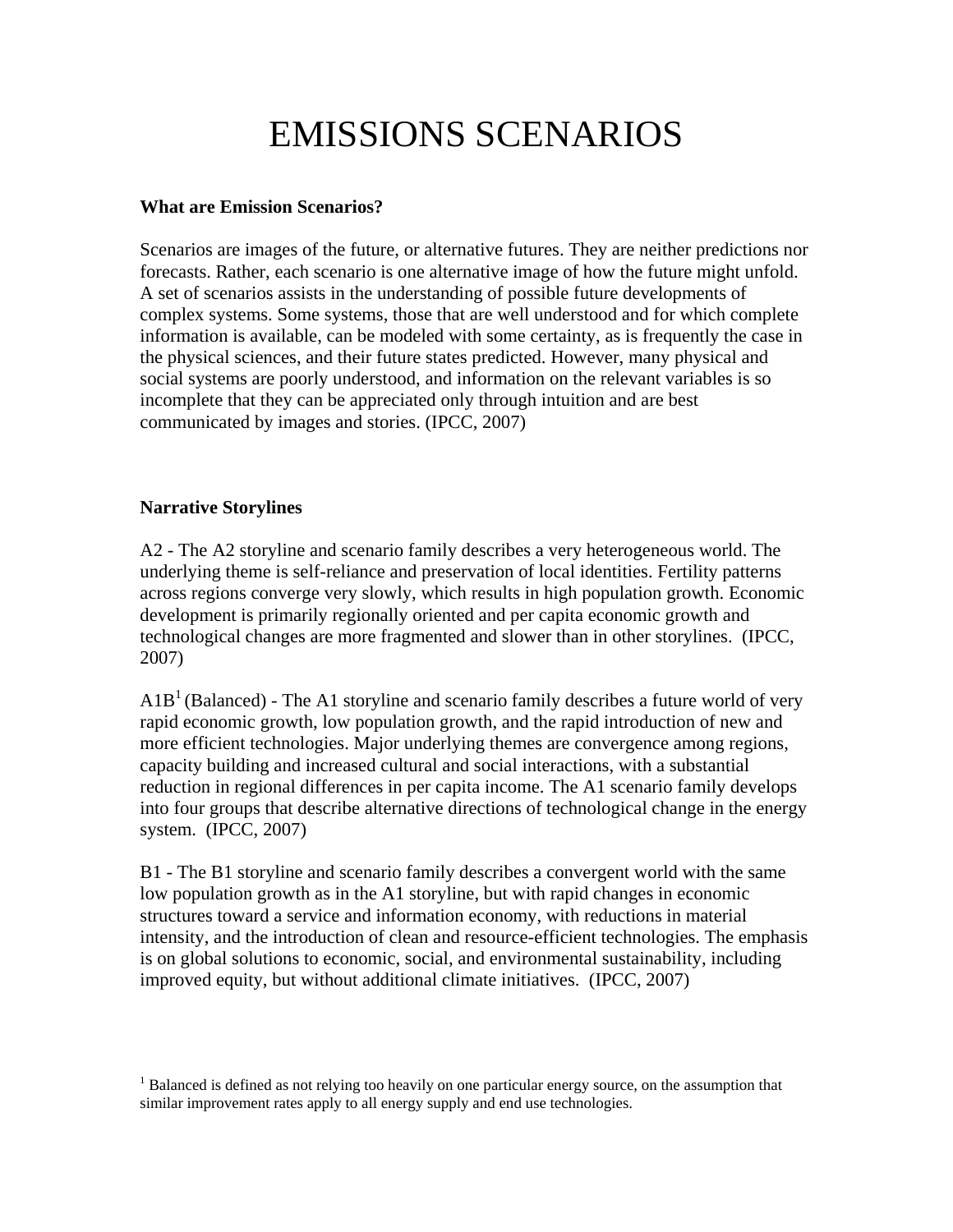# EMISSIONS SCENARIOS

**What are Emission Scenarios?**

Scenarios are images of the future, or alternative futures. They are neither predictions nor forecasts. Rather, each scenario is one alternative image of how the future might unfold. A set of scenarios assists in the understanding of possible future developments of complex systems. Some systems, those that are well understood and for which complete information is available, can be modeled with some certainty, as is frequently the case in the physical sciences, and their future states predicted. However, many physical and social systems are poorly understood, and information on the relevant variables is so incomplete that they can be appreciated only through intuition and are best communicated by images and stories. (IPCC, 2007)

**Narrative Storylines**

A2 - The A2 storyline and scenario family describes a very heterogeneous world. The underlying theme is self-reliance and preservation of local identities. Fertility patterns across regions converge very slowly, which results in high population growth. Economic development is primarily regionally oriented and per capita economic growth and technological changes are more fragmented and slower than in other storylines. (IPCC, 2007)

A1B[1] (Balanced) - The A1 storyline and scenario family describes a future world of very rapid economic growth, low population growth, and the rapid introduction of new and more efficient technologies. Major underlying themes are convergence among regions, capacity building and increased cultural and social interactions, with a substantial reduction in regional differences in per capita income. The A1 scenario family develops into four groups that describe alternative directions of technological change in the energy system. (IPCC, 2007)

B1 - The B1 storyline and scenario family describes a convergent world with the same low population growth as in the A1 storyline, but with rapid changes in economic structures toward a service and information economy, with reductions in material intensity, and the introduction of clean and resource-efficient technologies. The emphasis is on global solutions to economic, social, and environmental sustainability, including improved equity, but without additional climate initiatives. (IPCC, 2007)

[1] Balanced is defined as not relying too heavily on one particular energy source, on the assumption that similar improvement rates apply to all energy supply and end use technologies.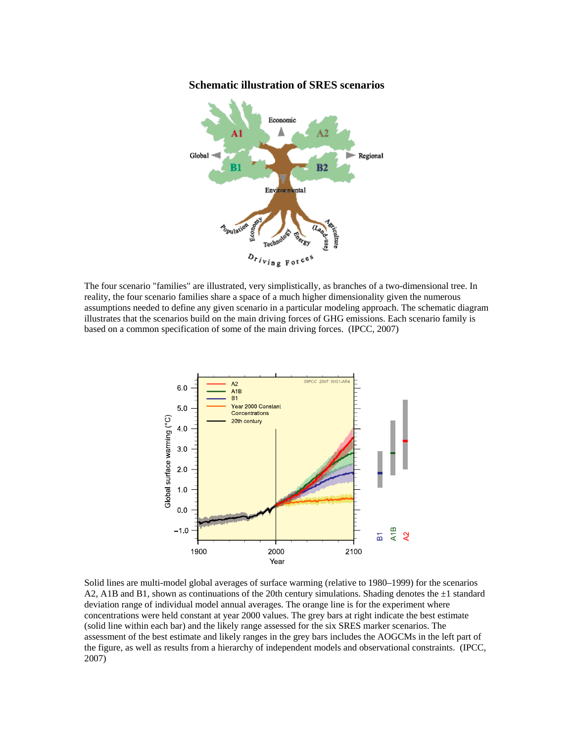**Schematic illustration of SRES scenarios**

The four scenario "families" are illustrated, very simplistically, as branches of a two-dimensional tree. In reality, the four scenario families share a space of a much higher dimensionality given the numerous assumptions needed to define any given scenario in a particular modeling approach. The schematic diagram illustrates that the scenarios build on the main driving forces of GHG emissions. Each scenario family is based on a common specification of some of the main driving forces. (IPCC, 2007)

Solid lines are multi-model global averages of surface warming (relative to 1980–1999) for the scenarios A2, A1B and B1, shown as continuations of the 20th century simulations. Shading denotes the ±1 standard deviation range of individual model annual averages. The orange line is for the experiment where concentrations were held constant at year 2000 values. The grey bars at right indicate the best estimate (solid line within each bar) and the likely range assessed for the six SRES marker scenarios. The assessment of the best estimate and likely ranges in the grey bars includes the AOGCMs in the left part of the figure, as well as results from a hierarchy of independent models and observational constraints. (IPCC, 2007)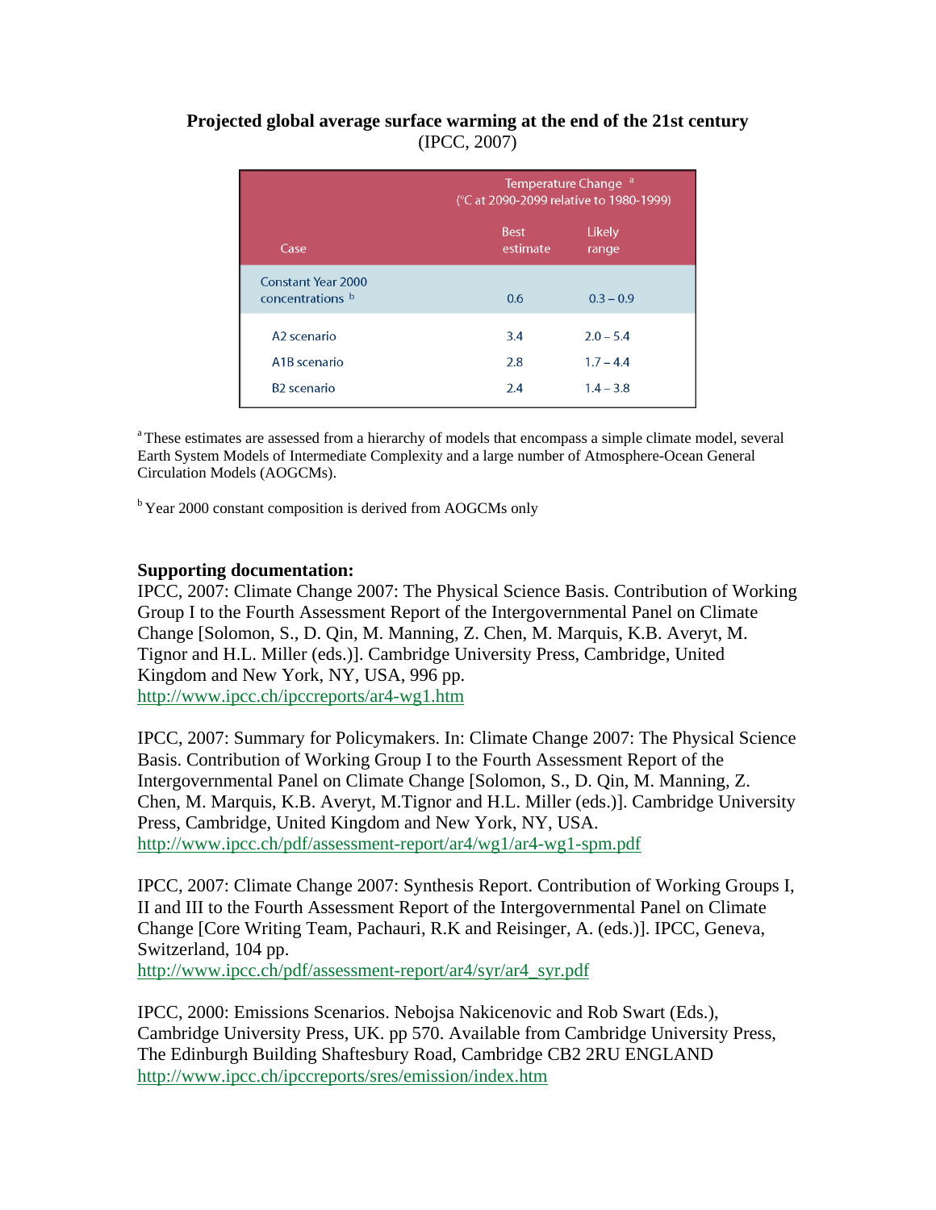**Projected global average surface warming at the end of the 21st century**
(IPCC, 2007)

| Case | Temperature Change [a] (°C at 2090-2099 relative to 1980-1999) | |
| --- | --- | --- |
| | Best estimate | Likely range |
| Constant Year 2000 concentrations [b] | 0.6 | 0.3 – 0.9 |
| A2 scenario | 3.4 | 2.0 – 5.4 |
| A1B scenario | 2.8 | 1.7 – 4.4 |
| B2 scenario | 2.4 | 1.4 – 3.8 |

[a] These estimates are assessed from a hierarchy of models that encompass a simple climate model, several Earth System Models of Intermediate Complexity and a large number of Atmosphere-Ocean General Circulation Models (AOGCMs).

[b] Year 2000 constant composition is derived from AOGCMs only

**Supporting documentation:**

IPCC, 2007: Climate Change 2007: The Physical Science Basis. Contribution of Working Group I to the Fourth Assessment Report of the Intergovernmental Panel on Climate Change [Solomon, S., D. Qin, M. Manning, Z. Chen, M. Marquis, K.B. Averyt, M. Tignor and H.L. Miller (eds.)]. Cambridge University Press, Cambridge, United Kingdom and New York, NY, USA, 996 pp.
http://www.ipcc.ch/ipccreports/ar4-wg1.htm

IPCC, 2007: Summary for Policymakers. In: Climate Change 2007: The Physical Science Basis. Contribution of Working Group I to the Fourth Assessment Report of the Intergovernmental Panel on Climate Change [Solomon, S., D. Qin, M. Manning, Z. Chen, M. Marquis, K.B. Averyt, M.Tignor and H.L. Miller (eds.)]. Cambridge University Press, Cambridge, United Kingdom and New York, NY, USA.
http://www.ipcc.ch/pdf/assessment-report/ar4/wg1/ar4-wg1-spm.pdf

IPCC, 2007: Climate Change 2007: Synthesis Report. Contribution of Working Groups I, II and III to the Fourth Assessment Report of the Intergovernmental Panel on Climate Change [Core Writing Team, Pachauri, R.K and Reisinger, A. (eds.)]. IPCC, Geneva, Switzerland, 104 pp.
http://www.ipcc.ch/pdf/assessment-report/ar4/syr/ar4_syr.pdf

IPCC, 2000: Emissions Scenarios. Nebojsa Nakicenovic and Rob Swart (Eds.), Cambridge University Press, UK. pp 570. Available from Cambridge University Press, The Edinburgh Building Shaftesbury Road, Cambridge CB2 2RU ENGLAND
http://www.ipcc.ch/ipccreports/sres/emission/index.htm